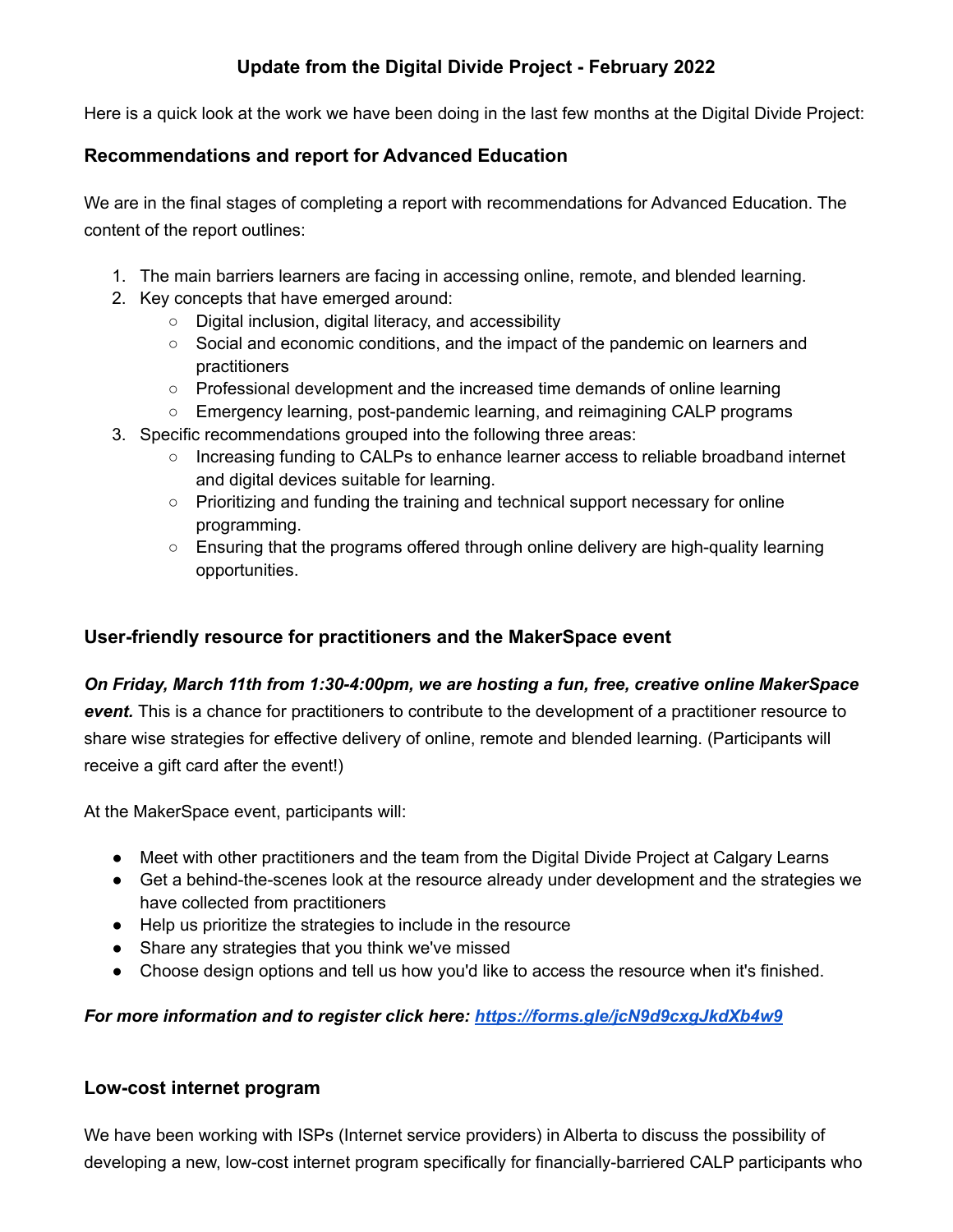# Update from the Digital Divide Project - February 2022

Here is a quick look at the work we have been doing in the last few months at the Digital Divide Project:

## Recommendations and report for Advanced Education

We are in the final stages of completing a report with recommendations for Advanced Education. The content of the report outlines:

1. The main barriers learners are facing in accessing online, remote, and blended learning.
2. Key concepts that have emerged around:
    - Digital inclusion, digital literacy, and accessibility
    - Social and economic conditions, and the impact of the pandemic on learners and practitioners
    - Professional development and the increased time demands of online learning
    - Emergency learning, post-pandemic learning, and reimagining CALP programs
3. Specific recommendations grouped into the following three areas:
    - Increasing funding to CALPs to enhance learner access to reliable broadband internet and digital devices suitable for learning.
    - Prioritizing and funding the training and technical support necessary for online programming.
    - Ensuring that the programs offered through online delivery are high-quality learning opportunities.

## User-friendly resource for practitioners and the MakerSpace event

***On Friday, March 11th from 1:30-4:00pm, we are hosting a fun, free, creative online MakerSpace event.*** This is a chance for practitioners to contribute to the development of a practitioner resource to share wise strategies for effective delivery of online, remote and blended learning. (Participants will receive a gift card after the event!)

At the MakerSpace event, participants will:

- Meet with other practitioners and the team from the Digital Divide Project at Calgary Learns
- Get a behind-the-scenes look at the resource already under development and the strategies we have collected from practitioners
- Help us prioritize the strategies to include in the resource
- Share any strategies that you think we've missed
- Choose design options and tell us how you'd like to access the resource when it's finished.

***For more information and to register click here: [https://forms.gle/jcN9d9cxgJkdXb4w9](https://forms.gle/jcN9d9cxgJkdXb4w9)***

## Low-cost internet program

We have been working with ISPs (Internet service providers) in Alberta to discuss the possibility of developing a new, low-cost internet program specifically for financially-barriered CALP participants who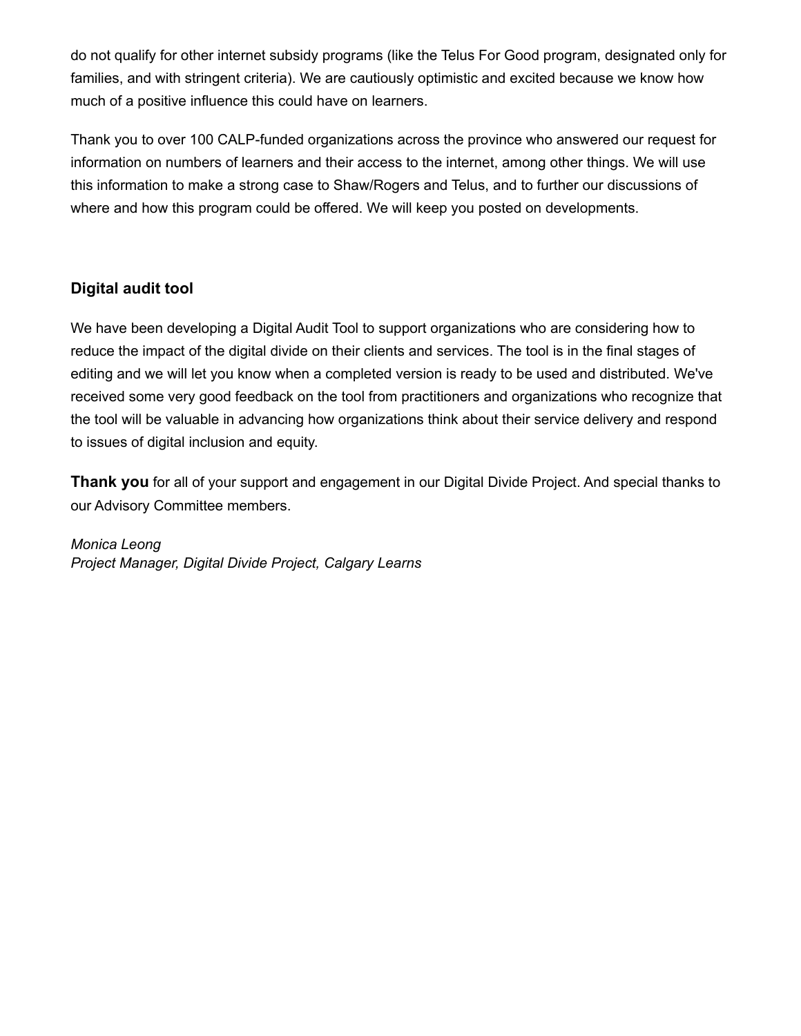do not qualify for other internet subsidy programs (like the Telus For Good program, designated only for families, and with stringent criteria). We are cautiously optimistic and excited because we know how much of a positive influence this could have on learners.

Thank you to over 100 CALP-funded organizations across the province who answered our request for information on numbers of learners and their access to the internet, among other things. We will use this information to make a strong case to Shaw/Rogers and Telus, and to further our discussions of where and how this program could be offered. We will keep you posted on developments.

### Digital audit tool

We have been developing a Digital Audit Tool to support organizations who are considering how to reduce the impact of the digital divide on their clients and services. The tool is in the final stages of editing and we will let you know when a completed version is ready to be used and distributed. We've received some very good feedback on the tool from practitioners and organizations who recognize that the tool will be valuable in advancing how organizations think about their service delivery and respond to issues of digital inclusion and equity.

**Thank you** for all of your support and engagement in our Digital Divide Project. And special thanks to our Advisory Committee members.

*Monica Leong*
*Project Manager, Digital Divide Project, Calgary Learns*